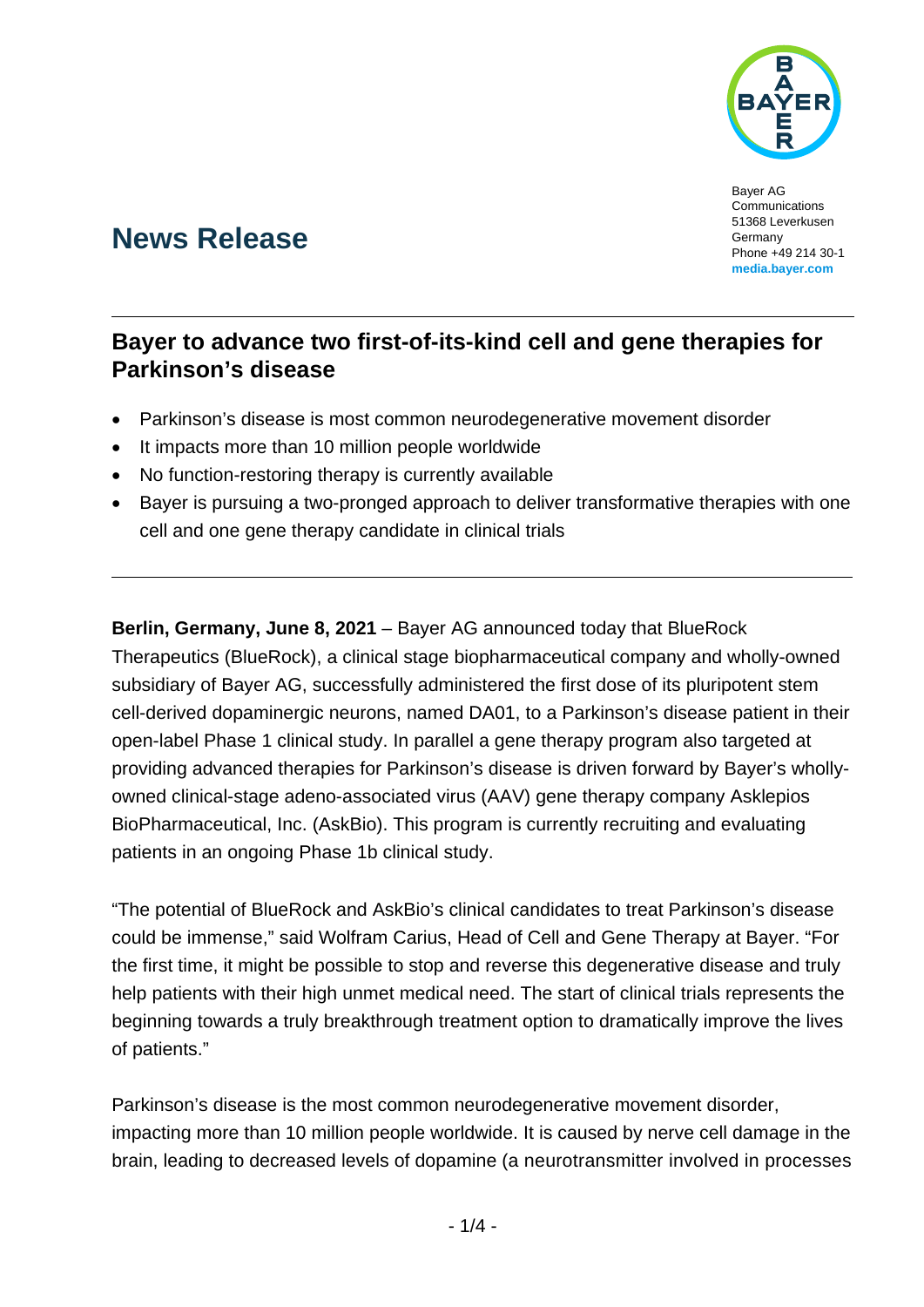Bayer AG
Communications
51368 Leverkusen
Germany
Phone +49 214 30-1
**media.bayer.com**

# News Release

## Bayer to advance two first-of-its-kind cell and gene therapies for Parkinson's disease

- Parkinson's disease is most common neurodegenerative movement disorder
- It impacts more than 10 million people worldwide
- No function-restoring therapy is currently available
- Bayer is pursuing a two-pronged approach to deliver transformative therapies with one cell and one gene therapy candidate in clinical trials

**Berlin, Germany, June 8, 2021** – Bayer AG announced today that BlueRock Therapeutics (BlueRock), a clinical stage biopharmaceutical company and wholly-owned subsidiary of Bayer AG, successfully administered the first dose of its pluripotent stem cell-derived dopaminergic neurons, named DA01, to a Parkinson's disease patient in their open-label Phase 1 clinical study. In parallel a gene therapy program also targeted at providing advanced therapies for Parkinson's disease is driven forward by Bayer's wholly-owned clinical-stage adeno-associated virus (AAV) gene therapy company Asklepios BioPharmaceutical, Inc. (AskBio). This program is currently recruiting and evaluating patients in an ongoing Phase 1b clinical study.

"The potential of BlueRock and AskBio's clinical candidates to treat Parkinson's disease could be immense," said Wolfram Carius, Head of Cell and Gene Therapy at Bayer. "For the first time, it might be possible to stop and reverse this degenerative disease and truly help patients with their high unmet medical need. The start of clinical trials represents the beginning towards a truly breakthrough treatment option to dramatically improve the lives of patients."

Parkinson's disease is the most common neurodegenerative movement disorder, impacting more than 10 million people worldwide. It is caused by nerve cell damage in the brain, leading to decreased levels of dopamine (a neurotransmitter involved in processes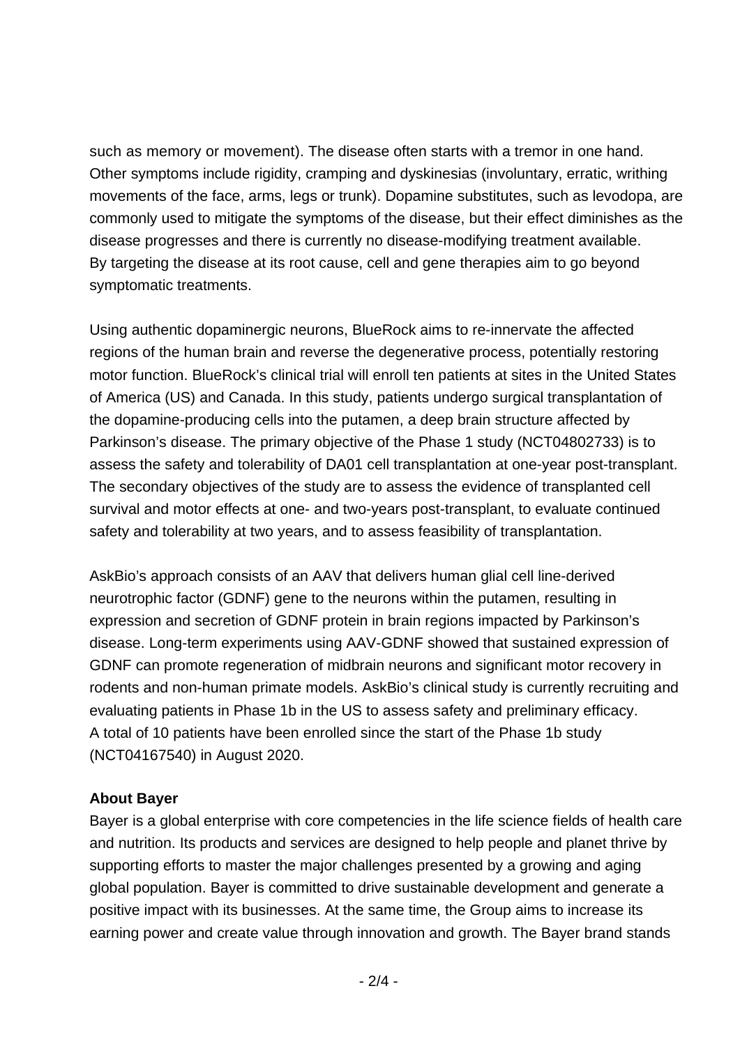such as memory or movement). The disease often starts with a tremor in one hand. Other symptoms include rigidity, cramping and dyskinesias (involuntary, erratic, writhing movements of the face, arms, legs or trunk). Dopamine substitutes, such as levodopa, are commonly used to mitigate the symptoms of the disease, but their effect diminishes as the disease progresses and there is currently no disease-modifying treatment available. By targeting the disease at its root cause, cell and gene therapies aim to go beyond symptomatic treatments.

Using authentic dopaminergic neurons, BlueRock aims to re-innervate the affected regions of the human brain and reverse the degenerative process, potentially restoring motor function. BlueRock's clinical trial will enroll ten patients at sites in the United States of America (US) and Canada. In this study, patients undergo surgical transplantation of the dopamine-producing cells into the putamen, a deep brain structure affected by Parkinson's disease. The primary objective of the Phase 1 study (NCT04802733) is to assess the safety and tolerability of DA01 cell transplantation at one-year post-transplant. The secondary objectives of the study are to assess the evidence of transplanted cell survival and motor effects at one- and two-years post-transplant, to evaluate continued safety and tolerability at two years, and to assess feasibility of transplantation.

AskBio's approach consists of an AAV that delivers human glial cell line-derived neurotrophic factor (GDNF) gene to the neurons within the putamen, resulting in expression and secretion of GDNF protein in brain regions impacted by Parkinson's disease. Long-term experiments using AAV-GDNF showed that sustained expression of GDNF can promote regeneration of midbrain neurons and significant motor recovery in rodents and non-human primate models. AskBio's clinical study is currently recruiting and evaluating patients in Phase 1b in the US to assess safety and preliminary efficacy. A total of 10 patients have been enrolled since the start of the Phase 1b study (NCT04167540) in August 2020.

**About Bayer**

Bayer is a global enterprise with core competencies in the life science fields of health care and nutrition. Its products and services are designed to help people and planet thrive by supporting efforts to master the major challenges presented by a growing and aging global population. Bayer is committed to drive sustainable development and generate a positive impact with its businesses. At the same time, the Group aims to increase its earning power and create value through innovation and growth. The Bayer brand stands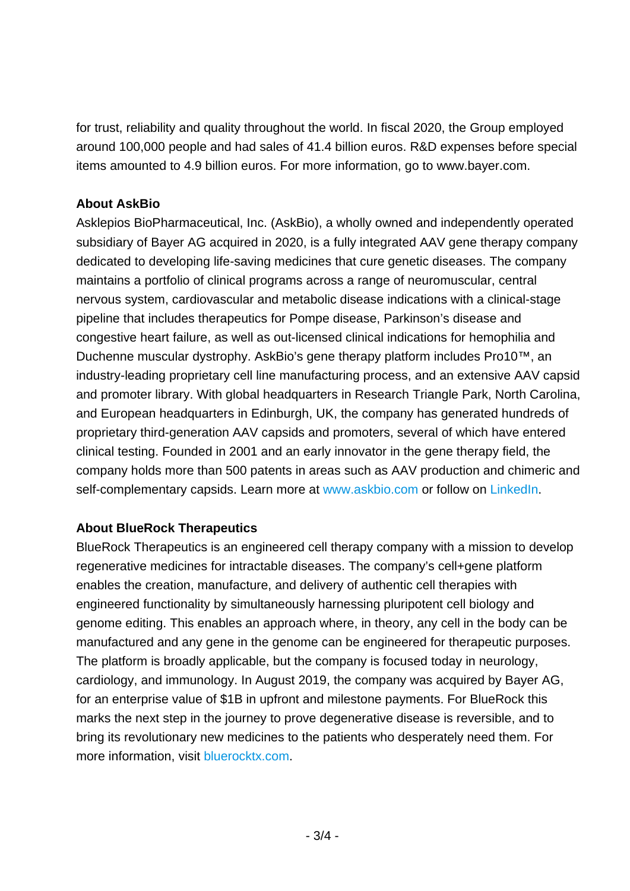for trust, reliability and quality throughout the world. In fiscal 2020, the Group employed around 100,000 people and had sales of 41.4 billion euros. R&D expenses before special items amounted to 4.9 billion euros. For more information, go to www.bayer.com.

**About AskBio**

Asklepios BioPharmaceutical, Inc. (AskBio), a wholly owned and independently operated subsidiary of Bayer AG acquired in 2020, is a fully integrated AAV gene therapy company dedicated to developing life-saving medicines that cure genetic diseases. The company maintains a portfolio of clinical programs across a range of neuromuscular, central nervous system, cardiovascular and metabolic disease indications with a clinical-stage pipeline that includes therapeutics for Pompe disease, Parkinson's disease and congestive heart failure, as well as out-licensed clinical indications for hemophilia and Duchenne muscular dystrophy. AskBio's gene therapy platform includes Pro10™, an industry-leading proprietary cell line manufacturing process, and an extensive AAV capsid and promoter library. With global headquarters in Research Triangle Park, North Carolina, and European headquarters in Edinburgh, UK, the company has generated hundreds of proprietary third-generation AAV capsids and promoters, several of which have entered clinical testing. Founded in 2001 and an early innovator in the gene therapy field, the company holds more than 500 patents in areas such as AAV production and chimeric and self-complementary capsids. Learn more at www.askbio.com or follow on LinkedIn.

**About BlueRock Therapeutics**

BlueRock Therapeutics is an engineered cell therapy company with a mission to develop regenerative medicines for intractable diseases. The company's cell+gene platform enables the creation, manufacture, and delivery of authentic cell therapies with engineered functionality by simultaneously harnessing pluripotent cell biology and genome editing. This enables an approach where, in theory, any cell in the body can be manufactured and any gene in the genome can be engineered for therapeutic purposes. The platform is broadly applicable, but the company is focused today in neurology, cardiology, and immunology. In August 2019, the company was acquired by Bayer AG, for an enterprise value of $1B in upfront and milestone payments. For BlueRock this marks the next step in the journey to prove degenerative disease is reversible, and to bring its revolutionary new medicines to the patients who desperately need them. For more information, visit bluerocktx.com.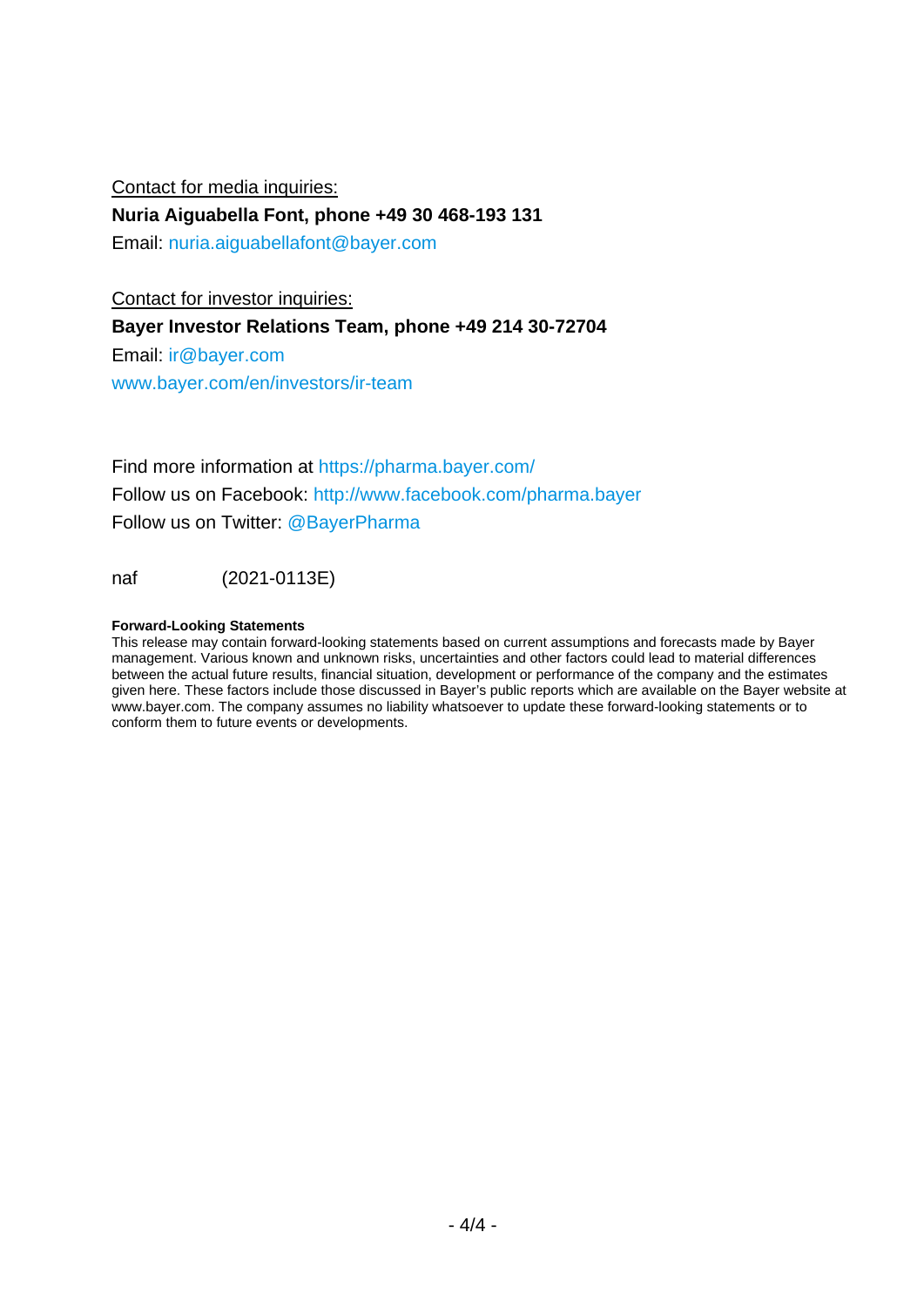Contact for media inquiries:

**Nuria Aiguabella Font, phone +49 30 468-193 131**

Email: nuria.aiguabellafont@bayer.com

Contact for investor inquiries:

**Bayer Investor Relations Team, phone +49 214 30-72704**

Email: ir@bayer.com

www.bayer.com/en/investors/ir-team

Find more information at https://pharma.bayer.com/

Follow us on Facebook: http://www.facebook.com/pharma.bayer

Follow us on Twitter: @BayerPharma

naf (2021-0113E)

**Forward-Looking Statements**

This release may contain forward-looking statements based on current assumptions and forecasts made by Bayer management. Various known and unknown risks, uncertainties and other factors could lead to material differences between the actual future results, financial situation, development or performance of the company and the estimates given here. These factors include those discussed in Bayer's public reports which are available on the Bayer website at www.bayer.com. The company assumes no liability whatsoever to update these forward-looking statements or to conform them to future events or developments.